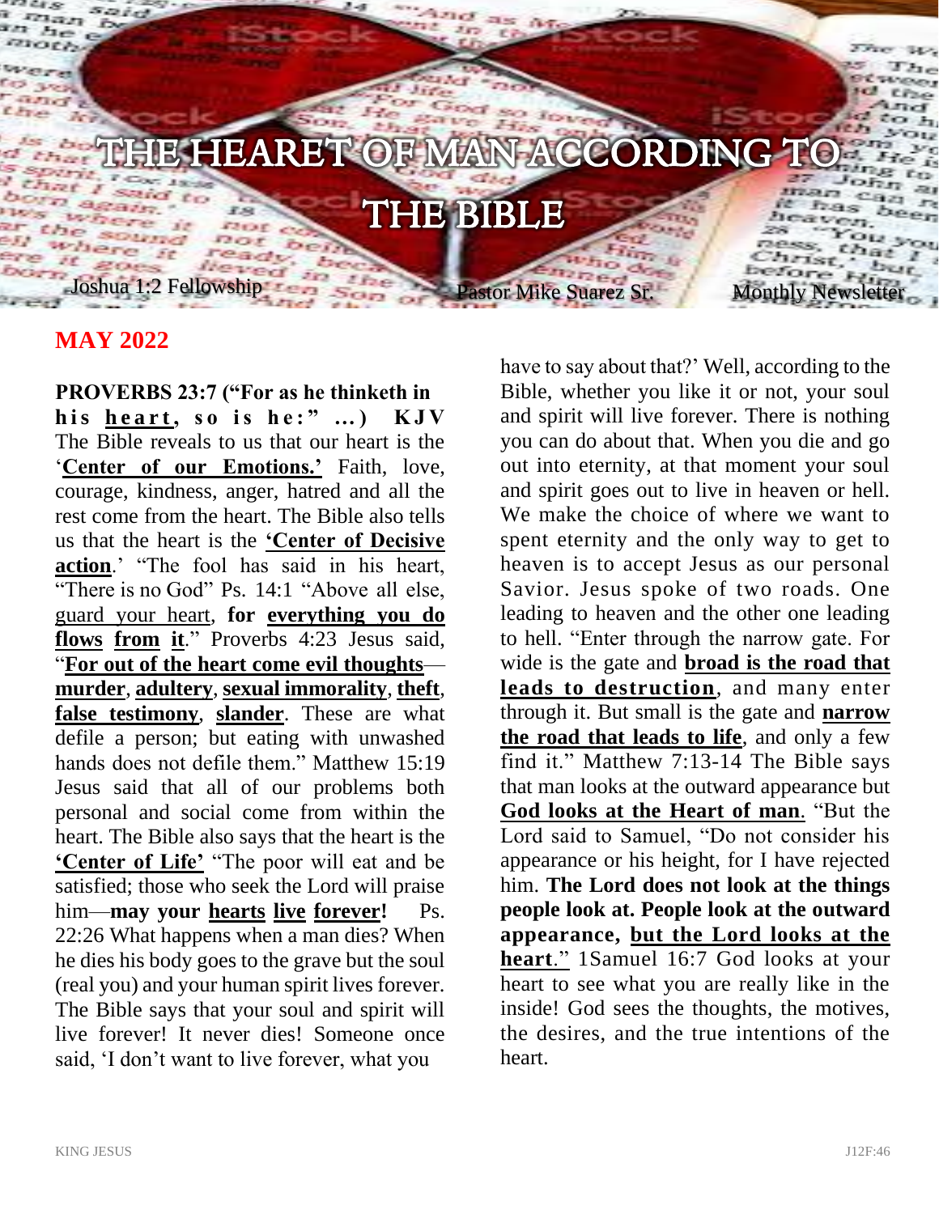# THE HEARET OF MAN ACCORDING TO THE BIBLE

Joshua 1:2 Fellowship — Pastor Mike Suarez Sr. — Monthly Newsletter

## MAY 2022

**PROVERBS 23:7 ("For as he thinketh in his heart, so is he:" ...) KJV** The Bible reveals to us that our heart is the '**Center of our Emotions.'** Faith, love, courage, kindness, anger, hatred and all the rest come from the heart. The Bible also tells us that the heart is the **'Center of Decisive action**.' "The fool has said in his heart, "There is no God" Ps. 14:1 "Above all else, guard your heart, **for everything you do flows from it**." Proverbs 4:23 Jesus said, "**For out of the heart come evil thoughts**—**murder**, **adultery**, **sexual immorality**, **theft**, **false testimony**, **slander**. These are what defile a person; but eating with unwashed hands does not defile them." Matthew 15:19 Jesus said that all of our problems both personal and social come from within the heart. The Bible also says that the heart is the **'Center of Life'** "The poor will eat and be satisfied; those who seek the Lord will praise him—**may your hearts live forever!** Ps. 22:26 What happens when a man dies? When he dies his body goes to the grave but the soul (real you) and your human spirit lives forever. The Bible says that your soul and spirit will live forever! It never dies! Someone once said, 'I don't want to live forever, what you have to say about that?' Well, according to the Bible, whether you like it or not, your soul and spirit will live forever. There is nothing you can do about that. When you die and go out into eternity, at that moment your soul and spirit goes out to live in heaven or hell. We make the choice of where we want to spent eternity and the only way to get to heaven is to accept Jesus as our personal Savior. Jesus spoke of two roads. One leading to heaven and the other one leading to hell. "Enter through the narrow gate. For wide is the gate and **broad is the road that leads to destruction**, and many enter through it. But small is the gate and **narrow the road that leads to life**, and only a few find it." Matthew 7:13-14 The Bible says that man looks at the outward appearance but **God looks at the Heart of man**. "But the Lord said to Samuel, "Do not consider his appearance or his height, for I have rejected him. **The Lord does not look at the things people look at. People look at the outward appearance, but the Lord looks at the heart**." 1Samuel 16:7 God looks at your heart to see what you are really like in the inside! God sees the thoughts, the motives, the desires, and the true intentions of the heart.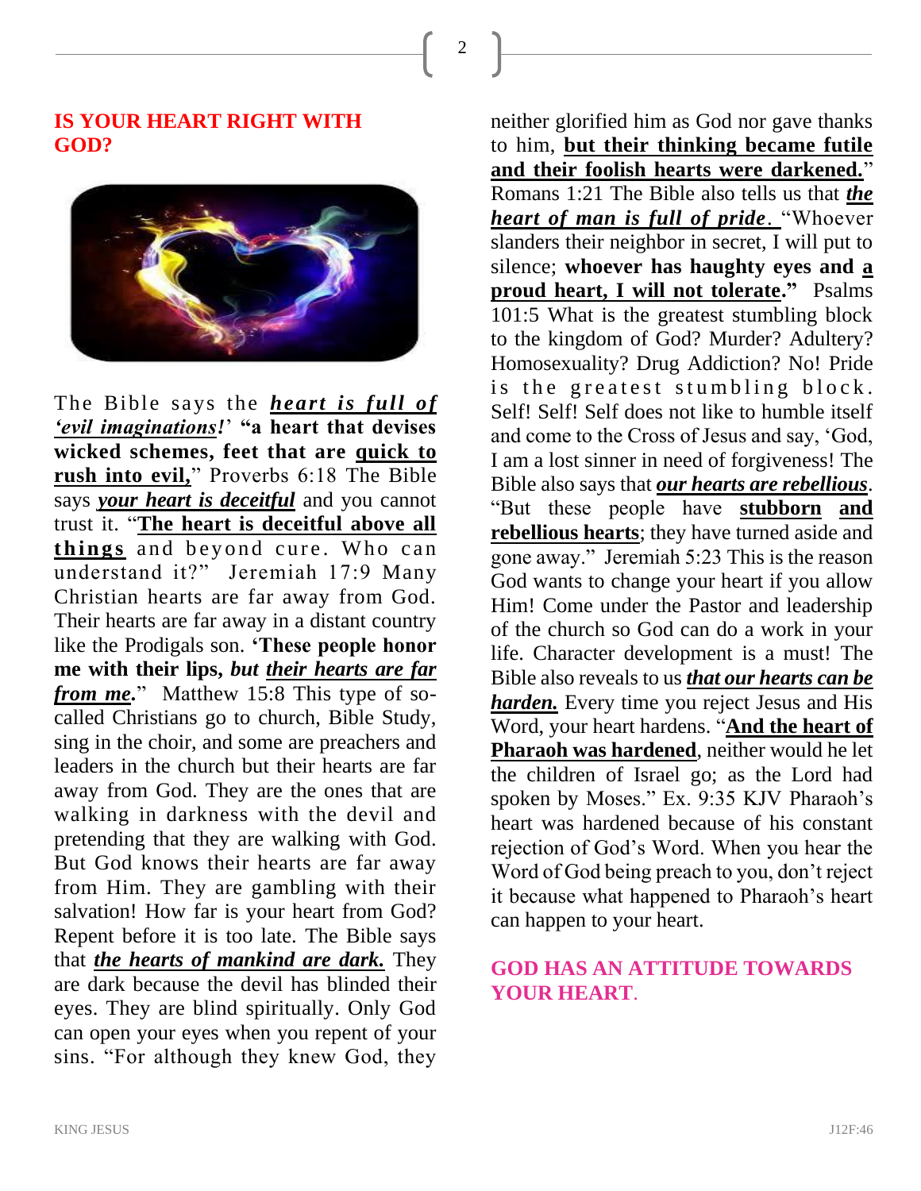## IS YOUR HEART RIGHT WITH GOD?

The Bible says the ***heart is full of 'evil imaginations!'*** **"a heart that devises wicked schemes, feet that are quick to rush into evil,"** Proverbs 6:18 The Bible says ***your heart is deceitful*** and you cannot trust it. "**The heart is deceitful above all things** and beyond cure. Who can understand it?" Jeremiah 17:9 Many Christian hearts are far away from God. Their hearts are far away in a distant country like the Prodigals son. **'These people honor me with their lips, *but their hearts are far from me*.**" Matthew 15:8 This type of so-called Christians go to church, Bible Study, sing in the choir, and some are preachers and leaders in the church but their hearts are far away from God. They are the ones that are walking in darkness with the devil and pretending that they are walking with God. But God knows their hearts are far away from Him. They are gambling with their salvation! How far is your heart from God? Repent before it is too late. The Bible says that ***the hearts of mankind are dark.*** They are dark because the devil has blinded their eyes. They are blind spiritually. Only God can open your eyes when you repent of your sins. "For although they knew God, they neither glorified him as God nor gave thanks to him, **but their thinking became futile and their foolish hearts were darkened.**" Romans 1:21 The Bible also tells us that ***the heart of man is full of pride***. "Whoever slanders their neighbor in secret, I will put to silence; **whoever has haughty eyes and a proud heart, I will not tolerate."** Psalms 101:5 What is the greatest stumbling block to the kingdom of God? Murder? Adultery? Homosexuality? Drug Addiction? No! Pride is the greatest stumbling block. Self! Self! Self does not like to humble itself and come to the Cross of Jesus and say, 'God, I am a lost sinner in need of forgiveness! The Bible also says that ***our hearts are rebellious***. "But these people have **stubborn and rebellious hearts**; they have turned aside and gone away." Jeremiah 5:23 This is the reason God wants to change your heart if you allow Him! Come under the Pastor and leadership of the church so God can do a work in your life. Character development is a must! The Bible also reveals to us ***that our hearts can be harden.*** Every time you reject Jesus and His Word, your heart hardens. "**And the heart of Pharaoh was hardened**, neither would he let the children of Israel go; as the Lord had spoken by Moses." Ex. 9:35 KJV Pharaoh's heart was hardened because of his constant rejection of God's Word. When you hear the Word of God being preach to you, don't reject it because what happened to Pharaoh's heart can happen to your heart.

## GOD HAS AN ATTITUDE TOWARDS YOUR HEART.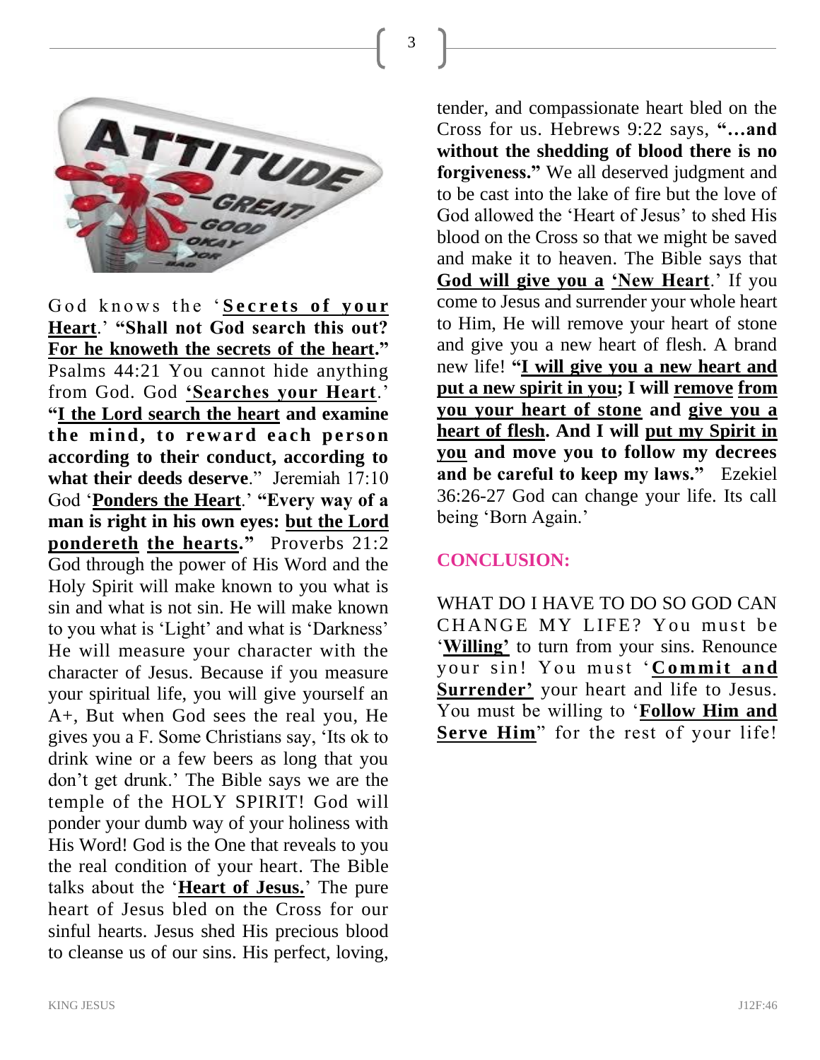God knows the '**Secrets of your Heart**.' **"Shall not God search this out? For he knoweth the secrets of the heart."** Psalms 44:21 You cannot hide anything from God. God '**Searches your Heart**.' **"I the Lord search the heart and examine the mind, to reward each person according to their conduct, according to what their deeds deserve**." Jeremiah 17:10 God '**Ponders the Heart**.' **"Every way of a man is right in his own eyes: but the Lord pondereth the hearts."** Proverbs 21:2 God through the power of His Word and the Holy Spirit will make known to you what is sin and what is not sin. He will make known to you what is 'Light' and what is 'Darkness' He will measure your character with the character of Jesus. Because if you measure your spiritual life, you will give yourself an A+, But when God sees the real you, He gives you a F. Some Christians say, 'Its ok to drink wine or a few beers as long that you don't get drunk.' The Bible says we are the temple of the HOLY SPIRIT! God will ponder your dumb way of your holiness with His Word! God is the One that reveals to you the real condition of your heart. The Bible talks about the '**Heart of Jesus.**' The pure heart of Jesus bled on the Cross for our sinful hearts. Jesus shed His precious blood to cleanse us of our sins. His perfect, loving, tender, and compassionate heart bled on the Cross for us. Hebrews 9:22 says, **"…and without the shedding of blood there is no forgiveness."** We all deserved judgment and to be cast into the lake of fire but the love of God allowed the 'Heart of Jesus' to shed His blood on the Cross so that we might be saved and make it to heaven. The Bible says that **God will give you a 'New Heart**.' If you come to Jesus and surrender your whole heart to Him, He will remove your heart of stone and give you a new heart of flesh. A brand new life! **"I will give you a new heart and put a new spirit in you; I will remove from you your heart of stone and give you a heart of flesh. And I will put my Spirit in you and move you to follow my decrees and be careful to keep my laws."** Ezekiel 36:26-27 God can change your life. Its call being 'Born Again.'

## CONCLUSION:

WHAT DO I HAVE TO DO SO GOD CAN CHANGE MY LIFE? You must be '**Willing'** to turn from your sins. Renounce your sin! You must '**Commit and Surrender'** your heart and life to Jesus. You must be willing to '**Follow Him and Serve Him**" for the rest of your life!